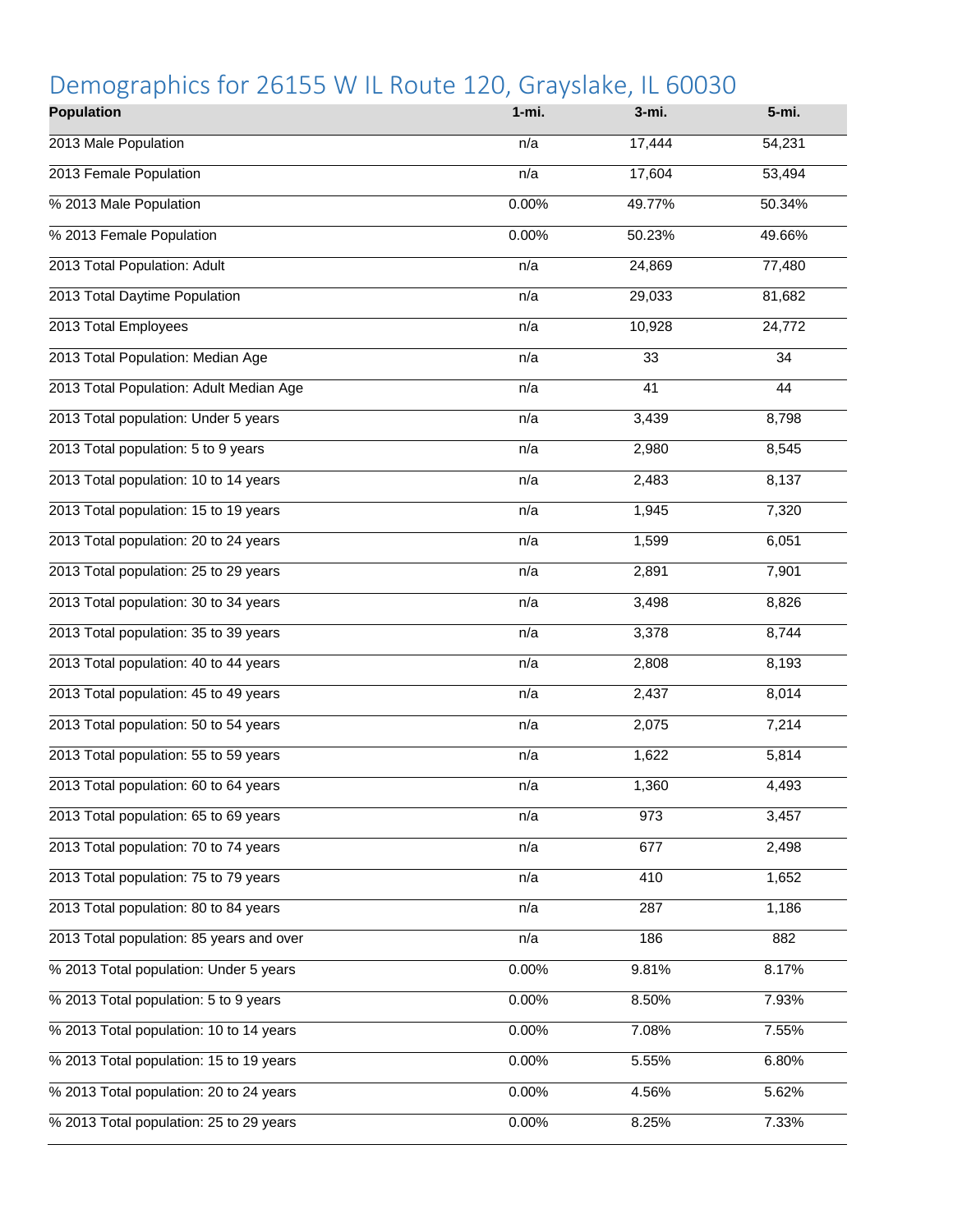# Demographics for 26155 W IL Route 120, Grayslake, IL 60030

| Population | 1-mi. | 3-mi. | 5-mi. |
|---|---|---|---|
| 2013 Male Population | n/a | 17,444 | 54,231 |
| 2013 Female Population | n/a | 17,604 | 53,494 |
| % 2013 Male Population | 0.00% | 49.77% | 50.34% |
| % 2013 Female Population | 0.00% | 50.23% | 49.66% |
| 2013 Total Population: Adult | n/a | 24,869 | 77,480 |
| 2013 Total Daytime Population | n/a | 29,033 | 81,682 |
| 2013 Total Employees | n/a | 10,928 | 24,772 |
| 2013 Total Population: Median Age | n/a | 33 | 34 |
| 2013 Total Population: Adult Median Age | n/a | 41 | 44 |
| 2013 Total population: Under 5 years | n/a | 3,439 | 8,798 |
| 2013 Total population: 5 to 9 years | n/a | 2,980 | 8,545 |
| 2013 Total population: 10 to 14 years | n/a | 2,483 | 8,137 |
| 2013 Total population: 15 to 19 years | n/a | 1,945 | 7,320 |
| 2013 Total population: 20 to 24 years | n/a | 1,599 | 6,051 |
| 2013 Total population: 25 to 29 years | n/a | 2,891 | 7,901 |
| 2013 Total population: 30 to 34 years | n/a | 3,498 | 8,826 |
| 2013 Total population: 35 to 39 years | n/a | 3,378 | 8,744 |
| 2013 Total population: 40 to 44 years | n/a | 2,808 | 8,193 |
| 2013 Total population: 45 to 49 years | n/a | 2,437 | 8,014 |
| 2013 Total population: 50 to 54 years | n/a | 2,075 | 7,214 |
| 2013 Total population: 55 to 59 years | n/a | 1,622 | 5,814 |
| 2013 Total population: 60 to 64 years | n/a | 1,360 | 4,493 |
| 2013 Total population: 65 to 69 years | n/a | 973 | 3,457 |
| 2013 Total population: 70 to 74 years | n/a | 677 | 2,498 |
| 2013 Total population: 75 to 79 years | n/a | 410 | 1,652 |
| 2013 Total population: 80 to 84 years | n/a | 287 | 1,186 |
| 2013 Total population: 85 years and over | n/a | 186 | 882 |
| % 2013 Total population: Under 5 years | 0.00% | 9.81% | 8.17% |
| % 2013 Total population: 5 to 9 years | 0.00% | 8.50% | 7.93% |
| % 2013 Total population: 10 to 14 years | 0.00% | 7.08% | 7.55% |
| % 2013 Total population: 15 to 19 years | 0.00% | 5.55% | 6.80% |
| % 2013 Total population: 20 to 24 years | 0.00% | 4.56% | 5.62% |
| % 2013 Total population: 25 to 29 years | 0.00% | 8.25% | 7.33% |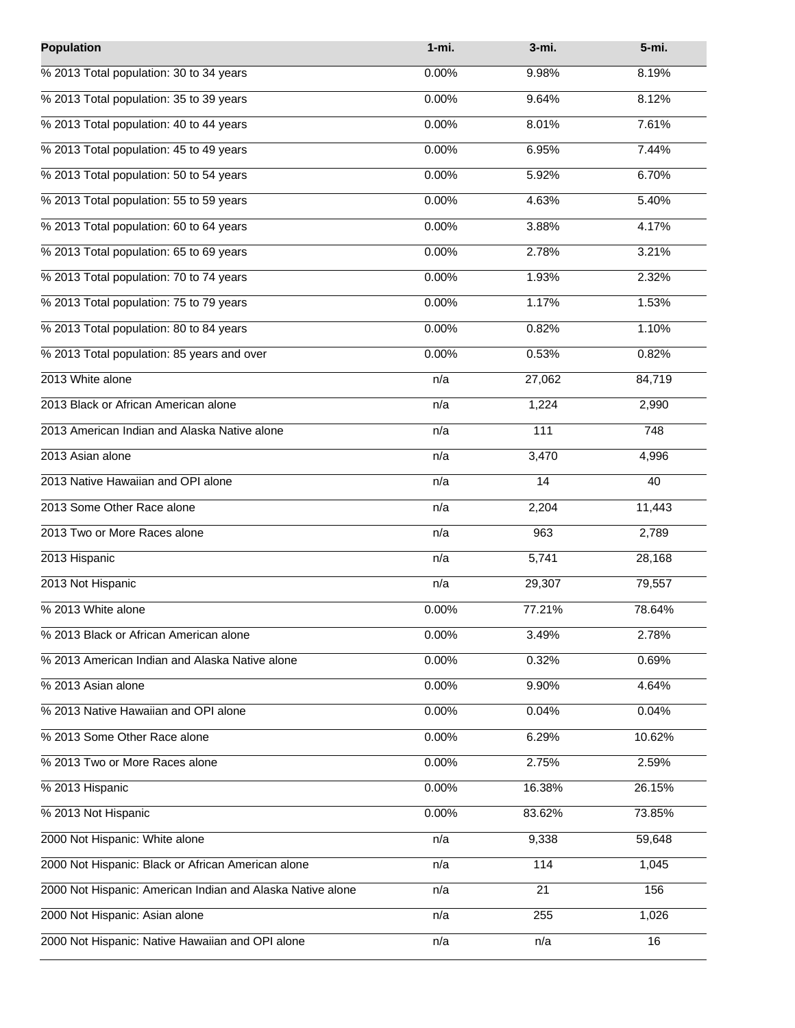| Population | 1-mi. | 3-mi. | 5-mi. |
| --- | --- | --- | --- |
| % 2013 Total population: 30 to 34 years | 0.00% | 9.98% | 8.19% |
| % 2013 Total population: 35 to 39 years | 0.00% | 9.64% | 8.12% |
| % 2013 Total population: 40 to 44 years | 0.00% | 8.01% | 7.61% |
| % 2013 Total population: 45 to 49 years | 0.00% | 6.95% | 7.44% |
| % 2013 Total population: 50 to 54 years | 0.00% | 5.92% | 6.70% |
| % 2013 Total population: 55 to 59 years | 0.00% | 4.63% | 5.40% |
| % 2013 Total population: 60 to 64 years | 0.00% | 3.88% | 4.17% |
| % 2013 Total population: 65 to 69 years | 0.00% | 2.78% | 3.21% |
| % 2013 Total population: 70 to 74 years | 0.00% | 1.93% | 2.32% |
| % 2013 Total population: 75 to 79 years | 0.00% | 1.17% | 1.53% |
| % 2013 Total population: 80 to 84 years | 0.00% | 0.82% | 1.10% |
| % 2013 Total population: 85 years and over | 0.00% | 0.53% | 0.82% |
| 2013 White alone | n/a | 27,062 | 84,719 |
| 2013 Black or African American alone | n/a | 1,224 | 2,990 |
| 2013 American Indian and Alaska Native alone | n/a | 111 | 748 |
| 2013 Asian alone | n/a | 3,470 | 4,996 |
| 2013 Native Hawaiian and OPI alone | n/a | 14 | 40 |
| 2013 Some Other Race alone | n/a | 2,204 | 11,443 |
| 2013 Two or More Races alone | n/a | 963 | 2,789 |
| 2013 Hispanic | n/a | 5,741 | 28,168 |
| 2013 Not Hispanic | n/a | 29,307 | 79,557 |
| % 2013 White alone | 0.00% | 77.21% | 78.64% |
| % 2013 Black or African American alone | 0.00% | 3.49% | 2.78% |
| % 2013 American Indian and Alaska Native alone | 0.00% | 0.32% | 0.69% |
| % 2013 Asian alone | 0.00% | 9.90% | 4.64% |
| % 2013 Native Hawaiian and OPI alone | 0.00% | 0.04% | 0.04% |
| % 2013 Some Other Race alone | 0.00% | 6.29% | 10.62% |
| % 2013 Two or More Races alone | 0.00% | 2.75% | 2.59% |
| % 2013 Hispanic | 0.00% | 16.38% | 26.15% |
| % 2013 Not Hispanic | 0.00% | 83.62% | 73.85% |
| 2000 Not Hispanic: White alone | n/a | 9,338 | 59,648 |
| 2000 Not Hispanic: Black or African American alone | n/a | 114 | 1,045 |
| 2000 Not Hispanic: American Indian and Alaska Native alone | n/a | 21 | 156 |
| 2000 Not Hispanic: Asian alone | n/a | 255 | 1,026 |
| 2000 Not Hispanic: Native Hawaiian and OPI alone | n/a | n/a | 16 |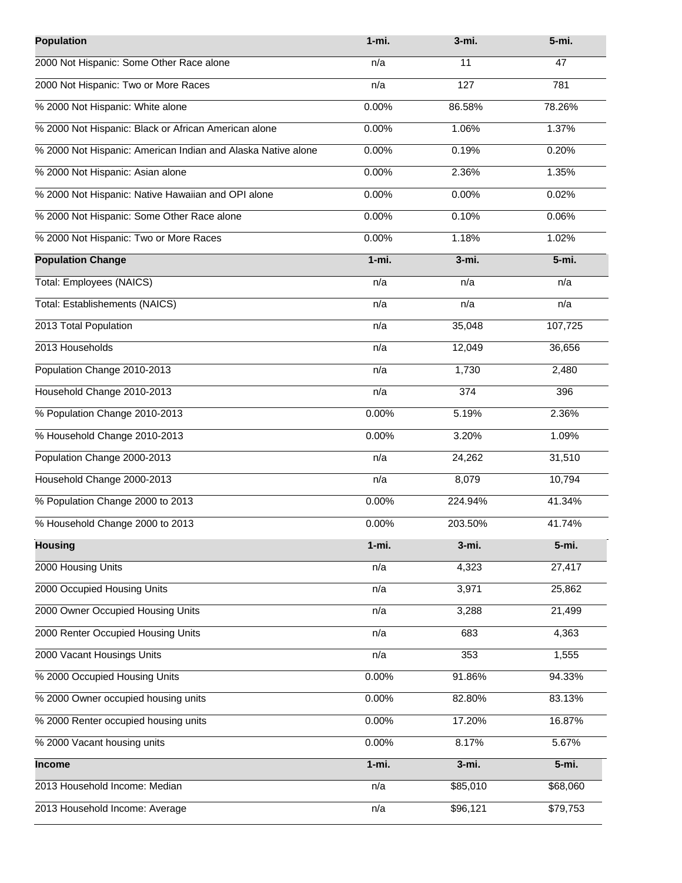| Population | 1-mi. | 3-mi. | 5-mi. |
|---|---|---|---|
| 2000 Not Hispanic: Some Other Race alone | n/a | 11 | 47 |
| 2000 Not Hispanic: Two or More Races | n/a | 127 | 781 |
| % 2000 Not Hispanic: White alone | 0.00% | 86.58% | 78.26% |
| % 2000 Not Hispanic: Black or African American alone | 0.00% | 1.06% | 1.37% |
| % 2000 Not Hispanic: American Indian and Alaska Native alone | 0.00% | 0.19% | 0.20% |
| % 2000 Not Hispanic: Asian alone | 0.00% | 2.36% | 1.35% |
| % 2000 Not Hispanic: Native Hawaiian and OPI alone | 0.00% | 0.00% | 0.02% |
| % 2000 Not Hispanic: Some Other Race alone | 0.00% | 0.10% | 0.06% |
| % 2000 Not Hispanic: Two or More Races | 0.00% | 1.18% | 1.02% |

| Population Change | 1-mi. | 3-mi. | 5-mi. |
|---|---|---|---|
| Total: Employees (NAICS) | n/a | n/a | n/a |
| Total: Establishements (NAICS) | n/a | n/a | n/a |
| 2013 Total Population | n/a | 35,048 | 107,725 |
| 2013 Households | n/a | 12,049 | 36,656 |
| Population Change 2010-2013 | n/a | 1,730 | 2,480 |
| Household Change 2010-2013 | n/a | 374 | 396 |
| % Population Change 2010-2013 | 0.00% | 5.19% | 2.36% |
| % Household Change 2010-2013 | 0.00% | 3.20% | 1.09% |
| Population Change 2000-2013 | n/a | 24,262 | 31,510 |
| Household Change 2000-2013 | n/a | 8,079 | 10,794 |
| % Population Change 2000 to 2013 | 0.00% | 224.94% | 41.34% |
| % Household Change 2000 to 2013 | 0.00% | 203.50% | 41.74% |

| Housing | 1-mi. | 3-mi. | 5-mi. |
|---|---|---|---|
| 2000 Housing Units | n/a | 4,323 | 27,417 |
| 2000 Occupied Housing Units | n/a | 3,971 | 25,862 |
| 2000 Owner Occupied Housing Units | n/a | 3,288 | 21,499 |
| 2000 Renter Occupied Housing Units | n/a | 683 | 4,363 |
| 2000 Vacant Housings Units | n/a | 353 | 1,555 |
| % 2000 Occupied Housing Units | 0.00% | 91.86% | 94.33% |
| % 2000 Owner occupied housing units | 0.00% | 82.80% | 83.13% |
| % 2000 Renter occupied housing units | 0.00% | 17.20% | 16.87% |
| % 2000 Vacant housing units | 0.00% | 8.17% | 5.67% |

| Income | 1-mi. | 3-mi. | 5-mi. |
|---|---|---|---|
| 2013 Household Income: Median | n/a | $85,010 | $68,060 |
| 2013 Household Income: Average | n/a | $96,121 | $79,753 |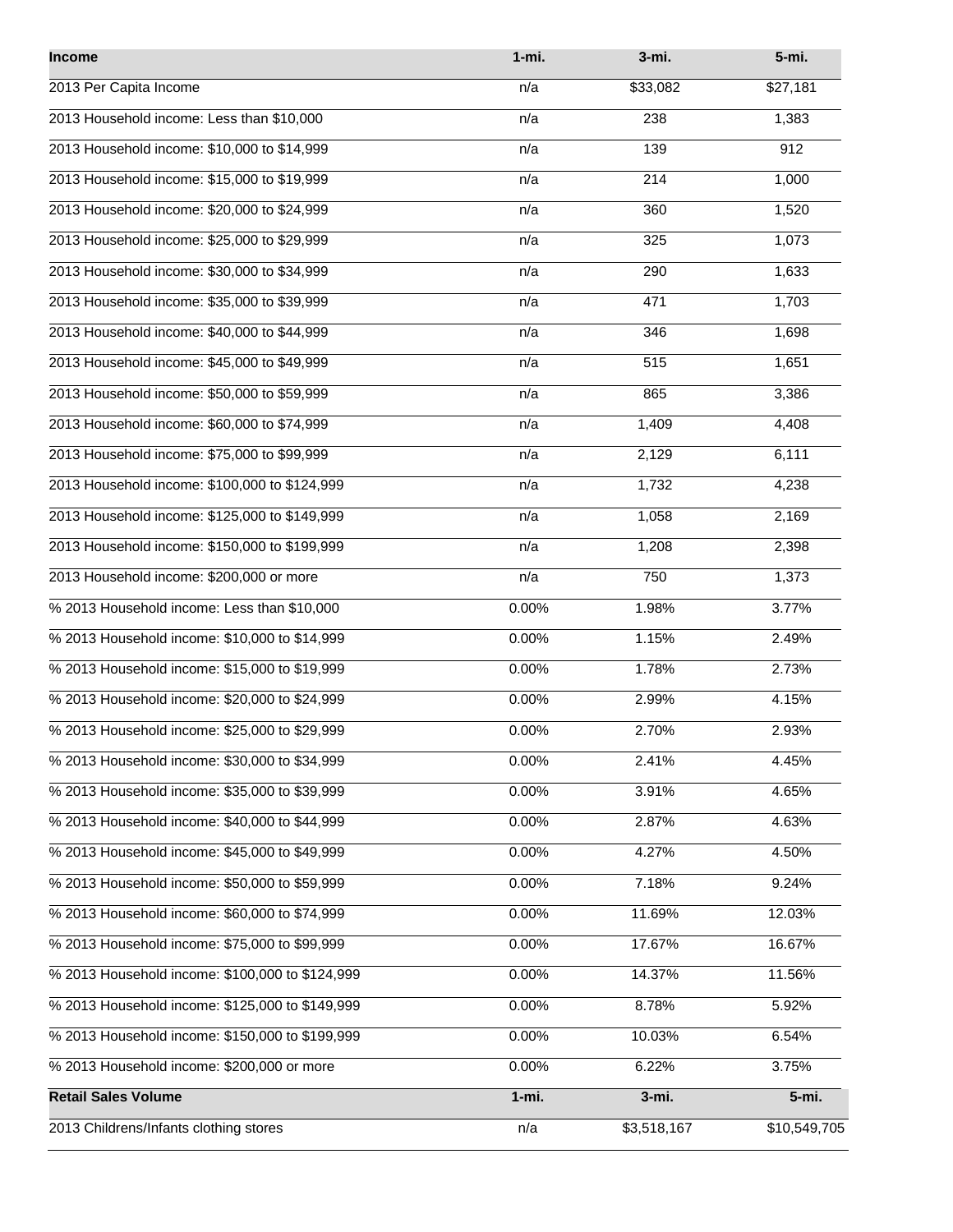| Income | 1-mi. | 3-mi. | 5-mi. |
|---|---|---|---|
| 2013 Per Capita Income | n/a | $33,082 | $27,181 |
| 2013 Household income: Less than $10,000 | n/a | 238 | 1,383 |
| 2013 Household income: $10,000 to $14,999 | n/a | 139 | 912 |
| 2013 Household income: $15,000 to $19,999 | n/a | 214 | 1,000 |
| 2013 Household income: $20,000 to $24,999 | n/a | 360 | 1,520 |
| 2013 Household income: $25,000 to $29,999 | n/a | 325 | 1,073 |
| 2013 Household income: $30,000 to $34,999 | n/a | 290 | 1,633 |
| 2013 Household income: $35,000 to $39,999 | n/a | 471 | 1,703 |
| 2013 Household income: $40,000 to $44,999 | n/a | 346 | 1,698 |
| 2013 Household income: $45,000 to $49,999 | n/a | 515 | 1,651 |
| 2013 Household income: $50,000 to $59,999 | n/a | 865 | 3,386 |
| 2013 Household income: $60,000 to $74,999 | n/a | 1,409 | 4,408 |
| 2013 Household income: $75,000 to $99,999 | n/a | 2,129 | 6,111 |
| 2013 Household income: $100,000 to $124,999 | n/a | 1,732 | 4,238 |
| 2013 Household income: $125,000 to $149,999 | n/a | 1,058 | 2,169 |
| 2013 Household income: $150,000 to $199,999 | n/a | 1,208 | 2,398 |
| 2013 Household income: $200,000 or more | n/a | 750 | 1,373 |
| % 2013 Household income: Less than $10,000 | 0.00% | 1.98% | 3.77% |
| % 2013 Household income: $10,000 to $14,999 | 0.00% | 1.15% | 2.49% |
| % 2013 Household income: $15,000 to $19,999 | 0.00% | 1.78% | 2.73% |
| % 2013 Household income: $20,000 to $24,999 | 0.00% | 2.99% | 4.15% |
| % 2013 Household income: $25,000 to $29,999 | 0.00% | 2.70% | 2.93% |
| % 2013 Household income: $30,000 to $34,999 | 0.00% | 2.41% | 4.45% |
| % 2013 Household income: $35,000 to $39,999 | 0.00% | 3.91% | 4.65% |
| % 2013 Household income: $40,000 to $44,999 | 0.00% | 2.87% | 4.63% |
| % 2013 Household income: $45,000 to $49,999 | 0.00% | 4.27% | 4.50% |
| % 2013 Household income: $50,000 to $59,999 | 0.00% | 7.18% | 9.24% |
| % 2013 Household income: $60,000 to $74,999 | 0.00% | 11.69% | 12.03% |
| % 2013 Household income: $75,000 to $99,999 | 0.00% | 17.67% | 16.67% |
| % 2013 Household income: $100,000 to $124,999 | 0.00% | 14.37% | 11.56% |
| % 2013 Household income: $125,000 to $149,999 | 0.00% | 8.78% | 5.92% |
| % 2013 Household income: $150,000 to $199,999 | 0.00% | 10.03% | 6.54% |
| % 2013 Household income: $200,000 or more | 0.00% | 6.22% | 3.75% |

| Retail Sales Volume | 1-mi. | 3-mi. | 5-mi. |
|---|---|---|---|
| 2013 Childrens/Infants clothing stores | n/a | $3,518,167 | $10,549,705 |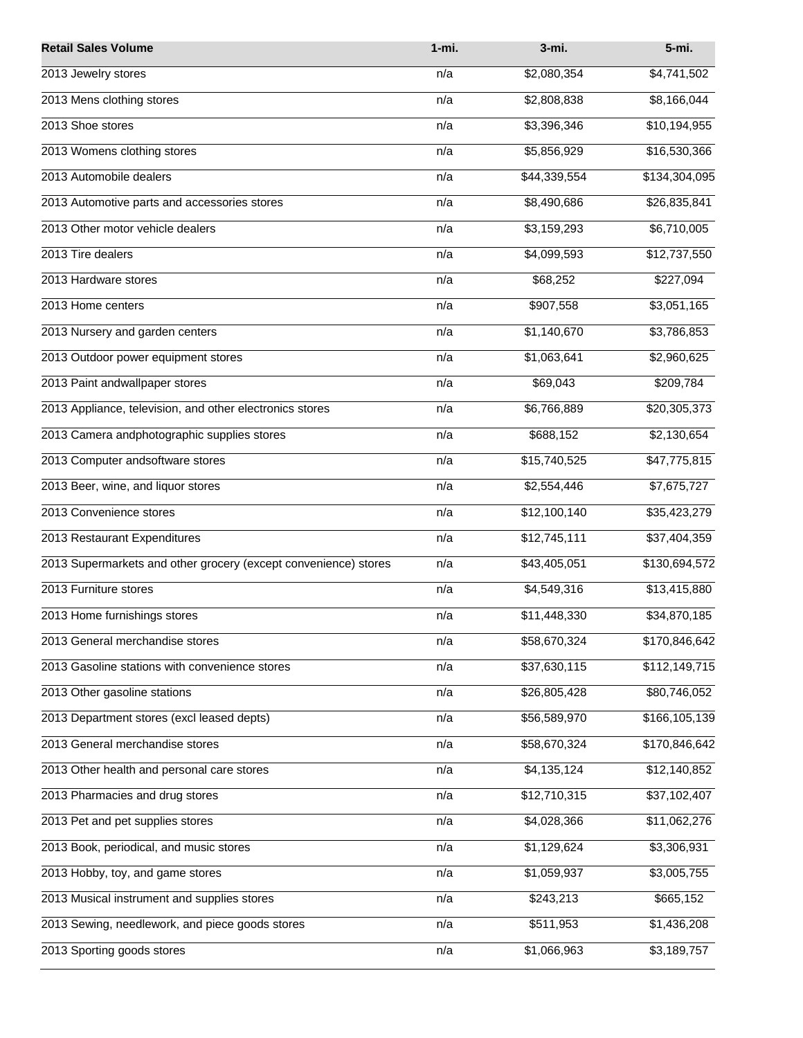| Retail Sales Volume | 1-mi. | 3-mi. | 5-mi. |
|---|---|---|---|
| 2013 Jewelry stores | n/a | $2,080,354 | $4,741,502 |
| 2013 Mens clothing stores | n/a | $2,808,838 | $8,166,044 |
| 2013 Shoe stores | n/a | $3,396,346 | $10,194,955 |
| 2013 Womens clothing stores | n/a | $5,856,929 | $16,530,366 |
| 2013 Automobile dealers | n/a | $44,339,554 | $134,304,095 |
| 2013 Automotive parts and accessories stores | n/a | $8,490,686 | $26,835,841 |
| 2013 Other motor vehicle dealers | n/a | $3,159,293 | $6,710,005 |
| 2013 Tire dealers | n/a | $4,099,593 | $12,737,550 |
| 2013 Hardware stores | n/a | $68,252 | $227,094 |
| 2013 Home centers | n/a | $907,558 | $3,051,165 |
| 2013 Nursery and garden centers | n/a | $1,140,670 | $3,786,853 |
| 2013 Outdoor power equipment stores | n/a | $1,063,641 | $2,960,625 |
| 2013 Paint andwallpaper stores | n/a | $69,043 | $209,784 |
| 2013 Appliance, television, and other electronics stores | n/a | $6,766,889 | $20,305,373 |
| 2013 Camera andphotographic supplies stores | n/a | $688,152 | $2,130,654 |
| 2013 Computer andsoftware stores | n/a | $15,740,525 | $47,775,815 |
| 2013 Beer, wine, and liquor stores | n/a | $2,554,446 | $7,675,727 |
| 2013 Convenience stores | n/a | $12,100,140 | $35,423,279 |
| 2013 Restaurant Expenditures | n/a | $12,745,111 | $37,404,359 |
| 2013 Supermarkets and other grocery (except convenience) stores | n/a | $43,405,051 | $130,694,572 |
| 2013 Furniture stores | n/a | $4,549,316 | $13,415,880 |
| 2013 Home furnishings stores | n/a | $11,448,330 | $34,870,185 |
| 2013 General merchandise stores | n/a | $58,670,324 | $170,846,642 |
| 2013 Gasoline stations with convenience stores | n/a | $37,630,115 | $112,149,715 |
| 2013 Other gasoline stations | n/a | $26,805,428 | $80,746,052 |
| 2013 Department stores (excl leased depts) | n/a | $56,589,970 | $166,105,139 |
| 2013 General merchandise stores | n/a | $58,670,324 | $170,846,642 |
| 2013 Other health and personal care stores | n/a | $4,135,124 | $12,140,852 |
| 2013 Pharmacies and drug stores | n/a | $12,710,315 | $37,102,407 |
| 2013 Pet and pet supplies stores | n/a | $4,028,366 | $11,062,276 |
| 2013 Book, periodical, and music stores | n/a | $1,129,624 | $3,306,931 |
| 2013 Hobby, toy, and game stores | n/a | $1,059,937 | $3,005,755 |
| 2013 Musical instrument and supplies stores | n/a | $243,213 | $665,152 |
| 2013 Sewing, needlework, and piece goods stores | n/a | $511,953 | $1,436,208 |
| 2013 Sporting goods stores | n/a | $1,066,963 | $3,189,757 |